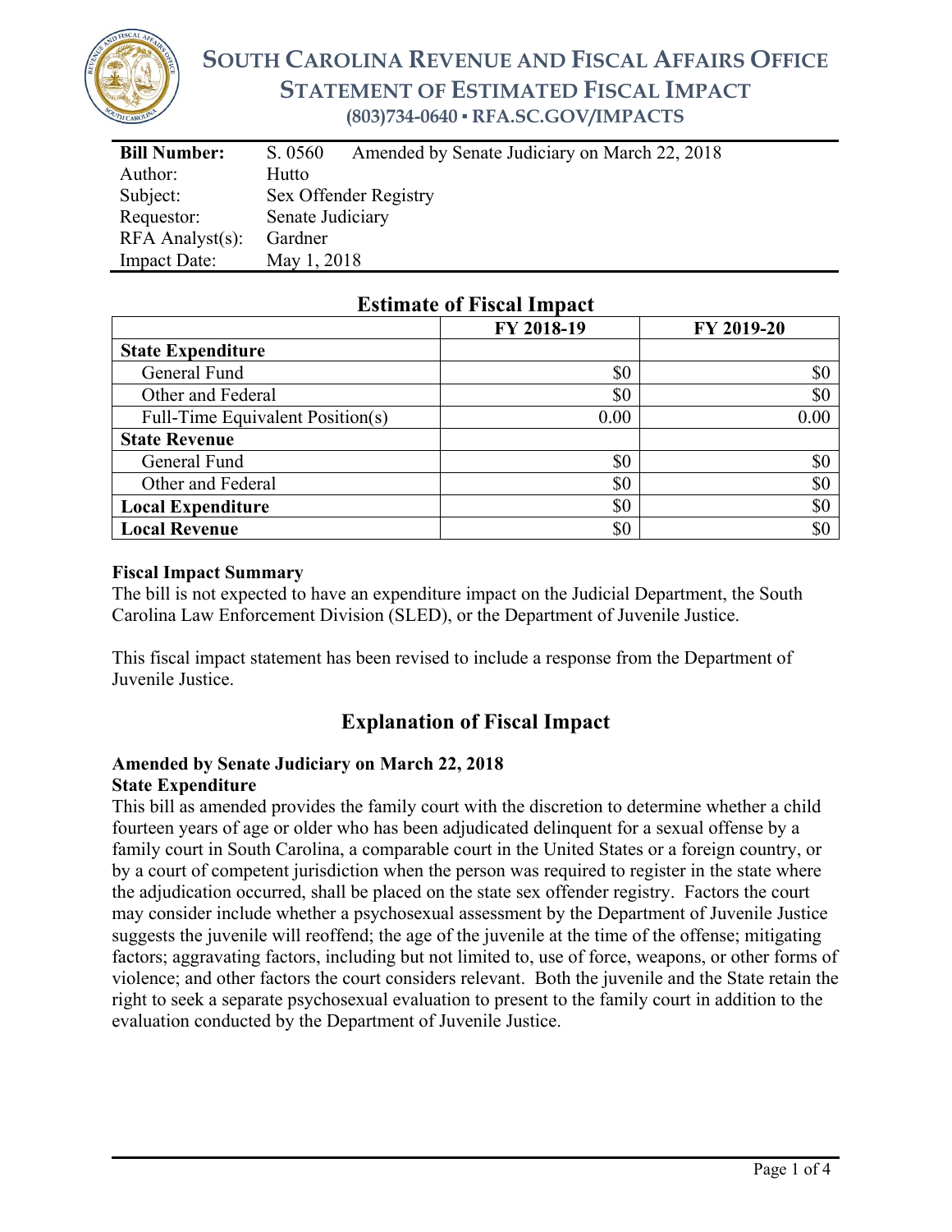# SOUTH CAROLINA REVENUE AND FISCAL AFFAIRS OFFICE
## STATEMENT OF ESTIMATED FISCAL IMPACT
**(803)734-0640 ▪ RFA.SC.GOV/IMPACTS**

| | |
|---|---|
| **Bill Number:** | S. 0560 Amended by Senate Judiciary on March 22, 2018 |
| Author: | Hutto |
| Subject: | Sex Offender Registry |
| Requestor: | Senate Judiciary |
| RFA Analyst(s): | Gardner |
| Impact Date: | May 1, 2018 |

## Estimate of Fiscal Impact

| | FY 2018-19 | FY 2019-20 |
|---|---|---|
| **State Expenditure** | | |
| General Fund | $0 | $0 |
| Other and Federal | $0 | $0 |
| Full-Time Equivalent Position(s) | 0.00 | 0.00 |
| **State Revenue** | | |
| General Fund | $0 | $0 |
| Other and Federal | $0 | $0 |
| **Local Expenditure** | $0 | $0 |
| **Local Revenue** | $0 | $0 |

**Fiscal Impact Summary**

The bill is not expected to have an expenditure impact on the Judicial Department, the South Carolina Law Enforcement Division (SLED), or the Department of Juvenile Justice.

This fiscal impact statement has been revised to include a response from the Department of Juvenile Justice.

## Explanation of Fiscal Impact

**Amended by Senate Judiciary on March 22, 2018**

**State Expenditure**

This bill as amended provides the family court with the discretion to determine whether a child fourteen years of age or older who has been adjudicated delinquent for a sexual offense by a family court in South Carolina, a comparable court in the United States or a foreign country, or by a court of competent jurisdiction when the person was required to register in the state where the adjudication occurred, shall be placed on the state sex offender registry. Factors the court may consider include whether a psychosexual assessment by the Department of Juvenile Justice suggests the juvenile will reoffend; the age of the juvenile at the time of the offense; mitigating factors; aggravating factors, including but not limited to, use of force, weapons, or other forms of violence; and other factors the court considers relevant. Both the juvenile and the State retain the right to seek a separate psychosexual evaluation to present to the family court in addition to the evaluation conducted by the Department of Juvenile Justice.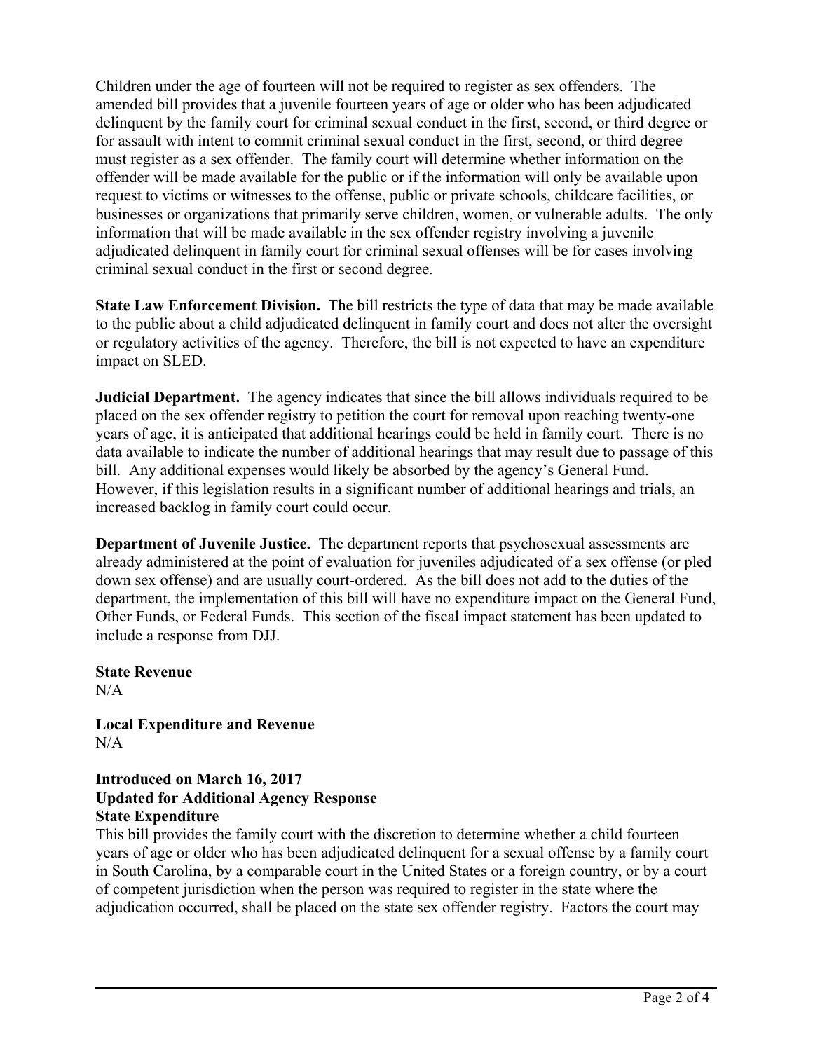Children under the age of fourteen will not be required to register as sex offenders. The amended bill provides that a juvenile fourteen years of age or older who has been adjudicated delinquent by the family court for criminal sexual conduct in the first, second, or third degree or for assault with intent to commit criminal sexual conduct in the first, second, or third degree must register as a sex offender. The family court will determine whether information on the offender will be made available for the public or if the information will only be available upon request to victims or witnesses to the offense, public or private schools, childcare facilities, or businesses or organizations that primarily serve children, women, or vulnerable adults. The only information that will be made available in the sex offender registry involving a juvenile adjudicated delinquent in family court for criminal sexual offenses will be for cases involving criminal sexual conduct in the first or second degree.

**State Law Enforcement Division.** The bill restricts the type of data that may be made available to the public about a child adjudicated delinquent in family court and does not alter the oversight or regulatory activities of the agency. Therefore, the bill is not expected to have an expenditure impact on SLED.

**Judicial Department.** The agency indicates that since the bill allows individuals required to be placed on the sex offender registry to petition the court for removal upon reaching twenty-one years of age, it is anticipated that additional hearings could be held in family court. There is no data available to indicate the number of additional hearings that may result due to passage of this bill. Any additional expenses would likely be absorbed by the agency's General Fund. However, if this legislation results in a significant number of additional hearings and trials, an increased backlog in family court could occur.

**Department of Juvenile Justice.** The department reports that psychosexual assessments are already administered at the point of evaluation for juveniles adjudicated of a sex offense (or pled down sex offense) and are usually court-ordered. As the bill does not add to the duties of the department, the implementation of this bill will have no expenditure impact on the General Fund, Other Funds, or Federal Funds. This section of the fiscal impact statement has been updated to include a response from DJJ.

**State Revenue**
N/A

**Local Expenditure and Revenue**
N/A

**Introduced on March 16, 2017**
**Updated for Additional Agency Response**
**State Expenditure**
This bill provides the family court with the discretion to determine whether a child fourteen years of age or older who has been adjudicated delinquent for a sexual offense by a family court in South Carolina, by a comparable court in the United States or a foreign country, or by a court of competent jurisdiction when the person was required to register in the state where the adjudication occurred, shall be placed on the state sex offender registry. Factors the court may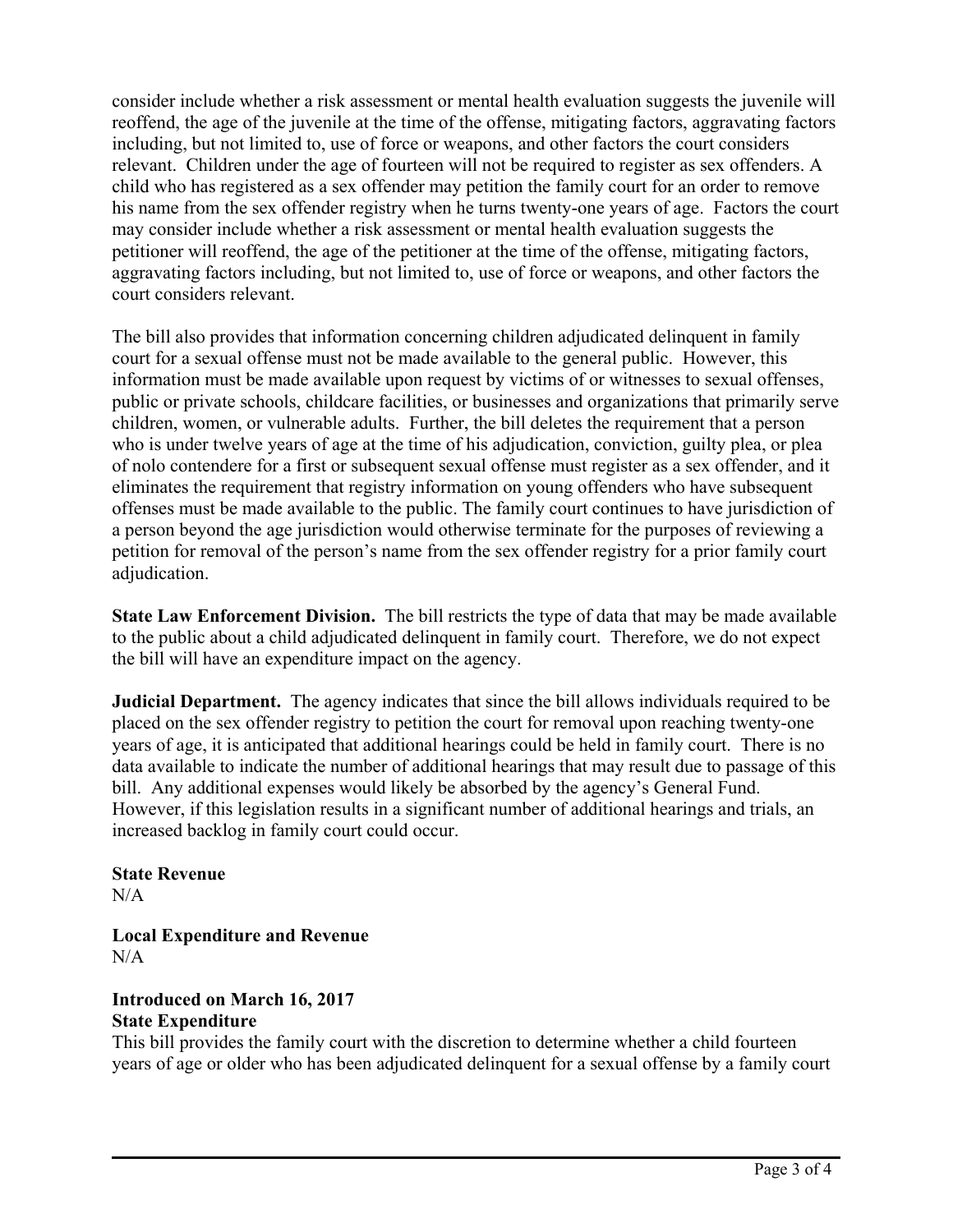consider include whether a risk assessment or mental health evaluation suggests the juvenile will reoffend, the age of the juvenile at the time of the offense, mitigating factors, aggravating factors including, but not limited to, use of force or weapons, and other factors the court considers relevant. Children under the age of fourteen will not be required to register as sex offenders. A child who has registered as a sex offender may petition the family court for an order to remove his name from the sex offender registry when he turns twenty-one years of age. Factors the court may consider include whether a risk assessment or mental health evaluation suggests the petitioner will reoffend, the age of the petitioner at the time of the offense, mitigating factors, aggravating factors including, but not limited to, use of force or weapons, and other factors the court considers relevant.

The bill also provides that information concerning children adjudicated delinquent in family court for a sexual offense must not be made available to the general public. However, this information must be made available upon request by victims of or witnesses to sexual offenses, public or private schools, childcare facilities, or businesses and organizations that primarily serve children, women, or vulnerable adults. Further, the bill deletes the requirement that a person who is under twelve years of age at the time of his adjudication, conviction, guilty plea, or plea of nolo contendere for a first or subsequent sexual offense must register as a sex offender, and it eliminates the requirement that registry information on young offenders who have subsequent offenses must be made available to the public. The family court continues to have jurisdiction of a person beyond the age jurisdiction would otherwise terminate for the purposes of reviewing a petition for removal of the person's name from the sex offender registry for a prior family court adjudication.

**State Law Enforcement Division.** The bill restricts the type of data that may be made available to the public about a child adjudicated delinquent in family court. Therefore, we do not expect the bill will have an expenditure impact on the agency.

**Judicial Department.** The agency indicates that since the bill allows individuals required to be placed on the sex offender registry to petition the court for removal upon reaching twenty-one years of age, it is anticipated that additional hearings could be held in family court. There is no data available to indicate the number of additional hearings that may result due to passage of this bill. Any additional expenses would likely be absorbed by the agency's General Fund. However, if this legislation results in a significant number of additional hearings and trials, an increased backlog in family court could occur.

**State Revenue**
N/A

**Local Expenditure and Revenue**
N/A

**Introduced on March 16, 2017**
**State Expenditure**
This bill provides the family court with the discretion to determine whether a child fourteen years of age or older who has been adjudicated delinquent for a sexual offense by a family court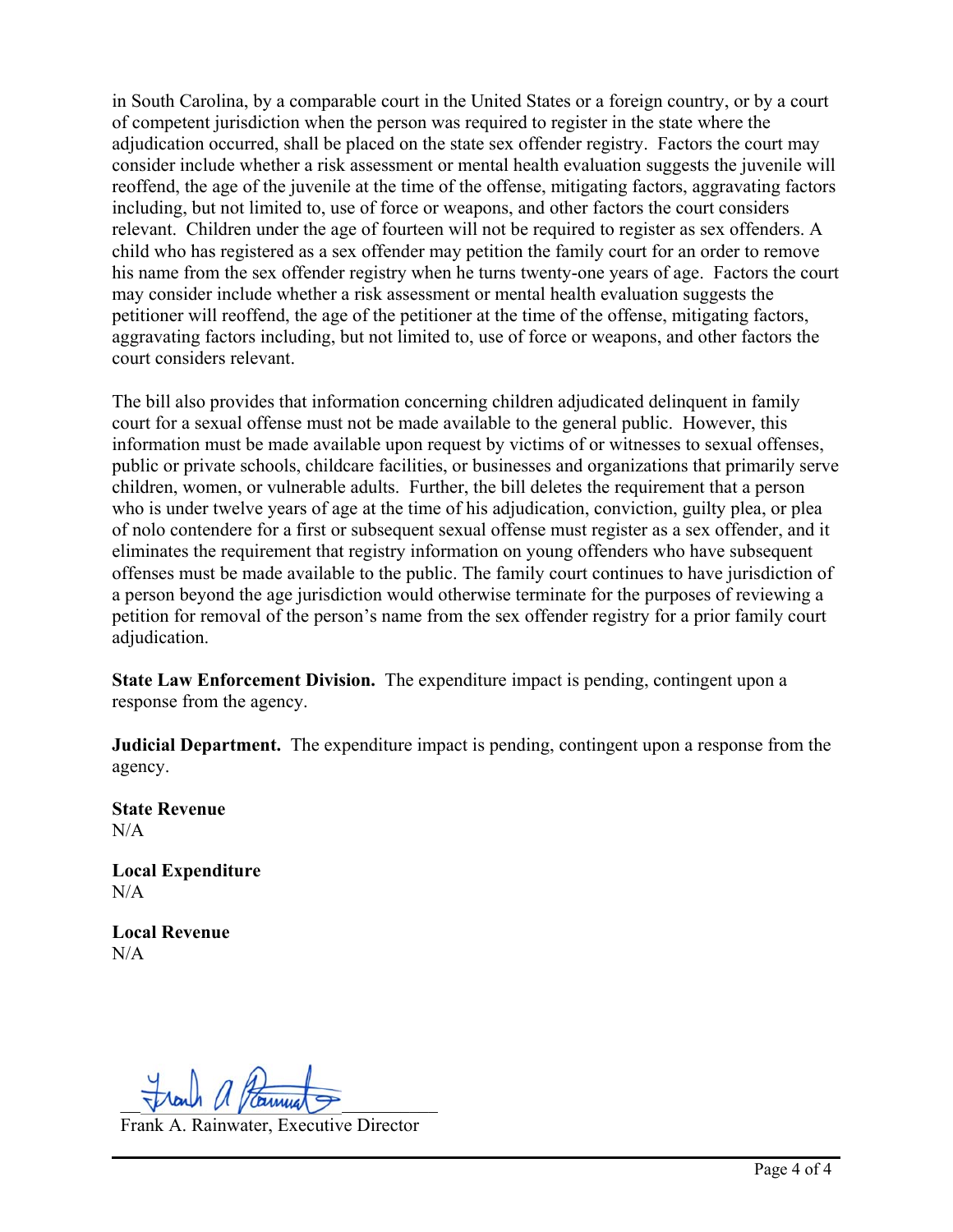in South Carolina, by a comparable court in the United States or a foreign country, or by a court of competent jurisdiction when the person was required to register in the state where the adjudication occurred, shall be placed on the state sex offender registry. Factors the court may consider include whether a risk assessment or mental health evaluation suggests the juvenile will reoffend, the age of the juvenile at the time of the offense, mitigating factors, aggravating factors including, but not limited to, use of force or weapons, and other factors the court considers relevant. Children under the age of fourteen will not be required to register as sex offenders. A child who has registered as a sex offender may petition the family court for an order to remove his name from the sex offender registry when he turns twenty-one years of age. Factors the court may consider include whether a risk assessment or mental health evaluation suggests the petitioner will reoffend, the age of the petitioner at the time of the offense, mitigating factors, aggravating factors including, but not limited to, use of force or weapons, and other factors the court considers relevant.

The bill also provides that information concerning children adjudicated delinquent in family court for a sexual offense must not be made available to the general public. However, this information must be made available upon request by victims of or witnesses to sexual offenses, public or private schools, childcare facilities, or businesses and organizations that primarily serve children, women, or vulnerable adults. Further, the bill deletes the requirement that a person who is under twelve years of age at the time of his adjudication, conviction, guilty plea, or plea of nolo contendere for a first or subsequent sexual offense must register as a sex offender, and it eliminates the requirement that registry information on young offenders who have subsequent offenses must be made available to the public. The family court continues to have jurisdiction of a person beyond the age jurisdiction would otherwise terminate for the purposes of reviewing a petition for removal of the person's name from the sex offender registry for a prior family court adjudication.

**State Law Enforcement Division.** The expenditure impact is pending, contingent upon a response from the agency.

**Judicial Department.** The expenditure impact is pending, contingent upon a response from the agency.

**State Revenue**
N/A

**Local Expenditure**
N/A

**Local Revenue**
N/A

Frank A. Rainwater, Executive Director